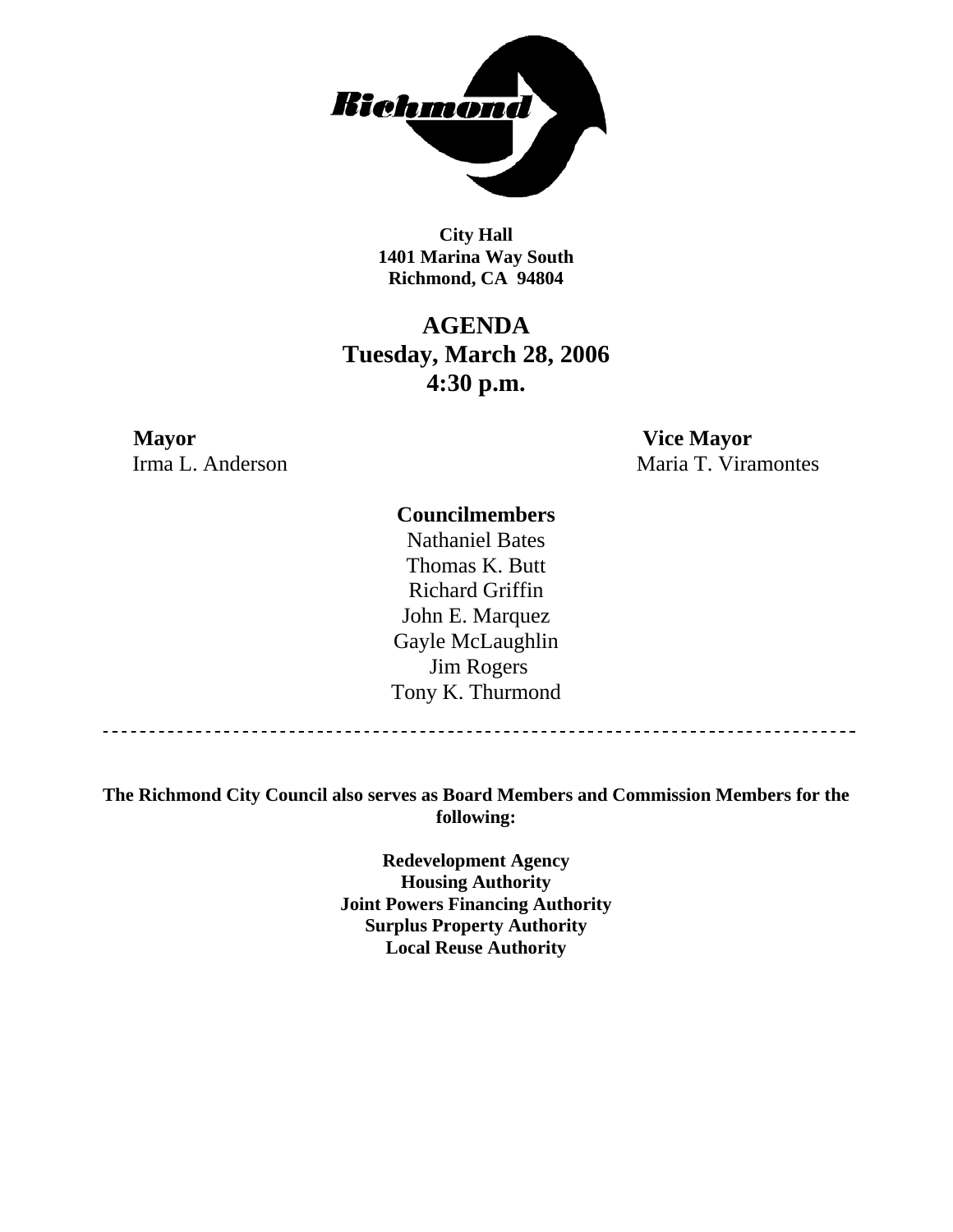**City Hall**
**1401 Marina Way South**
**Richmond, CA 94804**

# AGENDA
# Tuesday, March 28, 2006
# 4:30 p.m.

**Mayor**
Irma L. Anderson

**Vice Mayor**
Maria T. Viramontes

**Councilmembers**

Nathaniel Bates
Thomas K. Butt
Richard Griffin
John E. Marquez
Gayle McLaughlin
Jim Rogers
Tony K. Thurmond

---

**The Richmond City Council also serves as Board Members and Commission Members for the following:**

**Redevelopment Agency**
**Housing Authority**
**Joint Powers Financing Authority**
**Surplus Property Authority**
**Local Reuse Authority**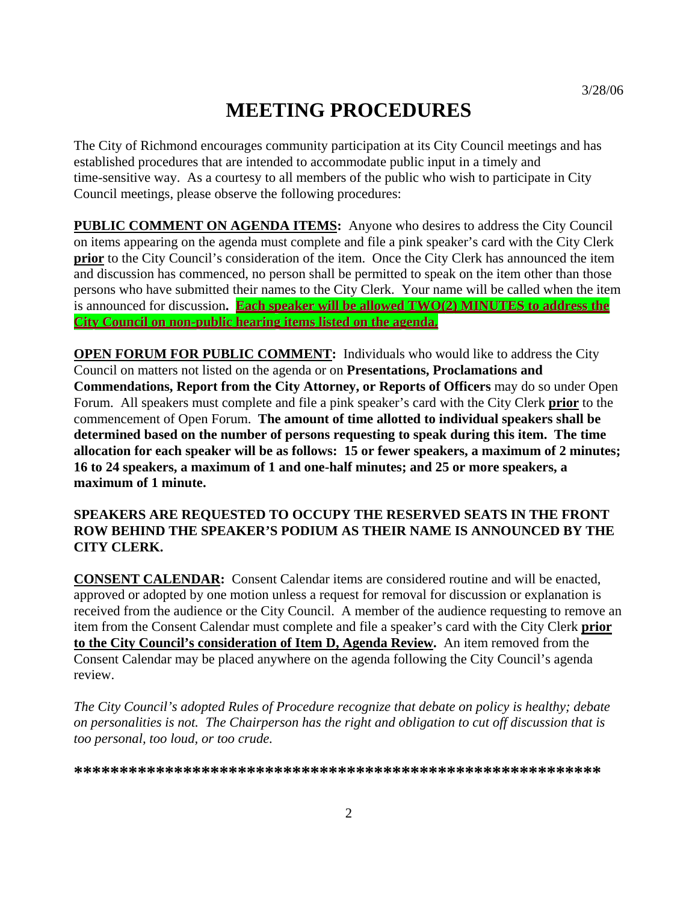3/28/06

# MEETING PROCEDURES

The City of Richmond encourages community participation at its City Council meetings and has established procedures that are intended to accommodate public input in a timely and time-sensitive way. As a courtesy to all members of the public who wish to participate in City Council meetings, please observe the following procedures:

**PUBLIC COMMENT ON AGENDA ITEMS:** Anyone who desires to address the City Council on items appearing on the agenda must complete and file a pink speaker's card with the City Clerk **prior** to the City Council's consideration of the item. Once the City Clerk has announced the item and discussion has commenced, no person shall be permitted to speak on the item other than those persons who have submitted their names to the City Clerk. Your name will be called when the item is announced for discussion**.** **Each speaker will be allowed TWO(2) MINUTES to address the City Council on non-public hearing items listed on the agenda.**

**OPEN FORUM FOR PUBLIC COMMENT:** Individuals who would like to address the City Council on matters not listed on the agenda or on **Presentations, Proclamations and Commendations, Report from the City Attorney, or Reports of Officers** may do so under Open Forum. All speakers must complete and file a pink speaker's card with the City Clerk **prior** to the commencement of Open Forum. **The amount of time allotted to individual speakers shall be determined based on the number of persons requesting to speak during this item. The time allocation for each speaker will be as follows: 15 or fewer speakers, a maximum of 2 minutes; 16 to 24 speakers, a maximum of 1 and one-half minutes; and 25 or more speakers, a maximum of 1 minute.**

**SPEAKERS ARE REQUESTED TO OCCUPY THE RESERVED SEATS IN THE FRONT ROW BEHIND THE SPEAKER'S PODIUM AS THEIR NAME IS ANNOUNCED BY THE CITY CLERK.**

**CONSENT CALENDAR:** Consent Calendar items are considered routine and will be enacted, approved or adopted by one motion unless a request for removal for discussion or explanation is received from the audience or the City Council. A member of the audience requesting to remove an item from the Consent Calendar must complete and file a speaker's card with the City Clerk **prior to the City Council's consideration of Item D, Agenda Review.** An item removed from the Consent Calendar may be placed anywhere on the agenda following the City Council's agenda review.

*The City Council's adopted Rules of Procedure recognize that debate on policy is healthy; debate on personalities is not. The Chairperson has the right and obligation to cut off discussion that is too personal, too loud, or too crude.*

***************************************************************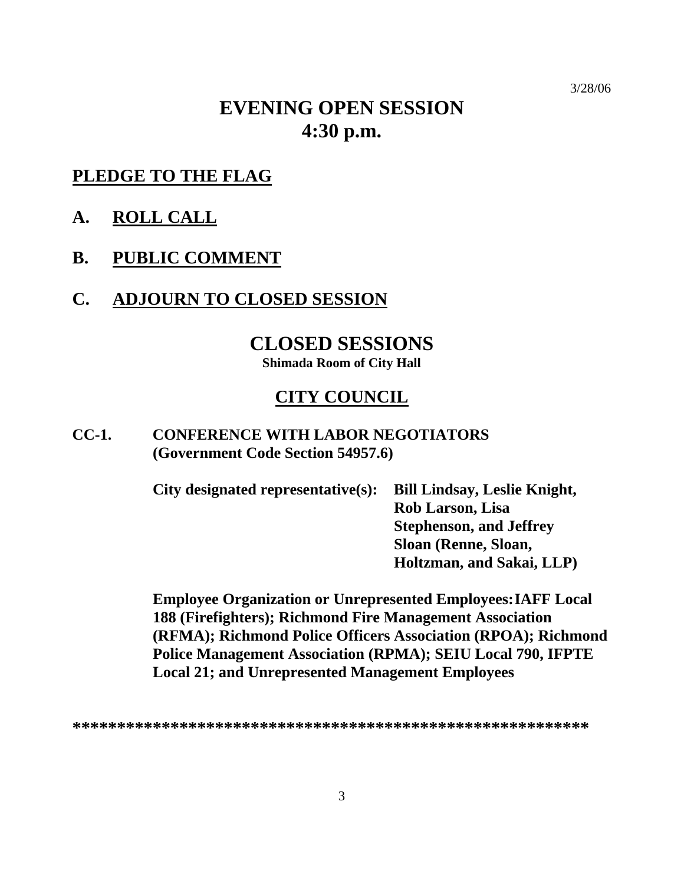3/28/06

# EVENING OPEN SESSION
# 4:30 p.m.

## PLEDGE TO THE FLAG

## A. ROLL CALL

## B. PUBLIC COMMENT

## C. ADJOURN TO CLOSED SESSION

# CLOSED SESSIONS

**Shimada Room of City Hall**

## CITY COUNCIL

**CC-1. CONFERENCE WITH LABOR NEGOTIATORS (Government Code Section 54957.6)**

**City designated representative(s):** **Bill Lindsay, Leslie Knight, Rob Larson, Lisa Stephenson, and Jeffrey Sloan (Renne, Sloan, Holtzman, and Sakai, LLP)**

**Employee Organization or Unrepresented Employees: IAFF Local 188 (Firefighters); Richmond Fire Management Association (RFMA); Richmond Police Officers Association (RPOA); Richmond Police Management Association (RPMA); SEIU Local 790, IFPTE Local 21; and Unrepresented Management Employees**

**********************************************************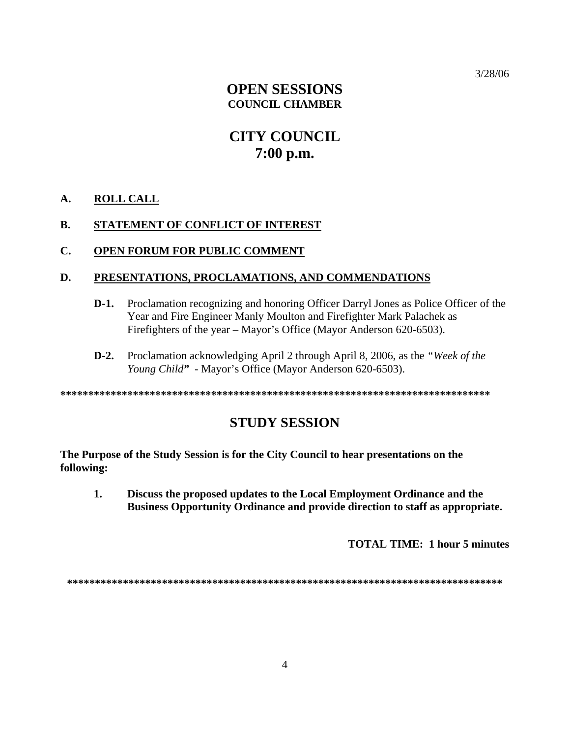3/28/06

# OPEN SESSIONS
## COUNCIL CHAMBER

# CITY COUNCIL
# 7:00 p.m.

**A. ROLL CALL**

**B. STATEMENT OF CONFLICT OF INTEREST**

**C. OPEN FORUM FOR PUBLIC COMMENT**

**D. PRESENTATIONS, PROCLAMATIONS, AND COMMENDATIONS**

**D-1.** Proclamation recognizing and honoring Officer Darryl Jones as Police Officer of the Year and Fire Engineer Manly Moulton and Firefighter Mark Palachek as Firefighters of the year – Mayor's Office (Mayor Anderson 620-6503).

**D-2.** Proclamation acknowledging April 2 through April 8, 2006, as the *"Week of the Young Child"* - Mayor's Office (Mayor Anderson 620-6503).

******************************************************************************

# STUDY SESSION

**The Purpose of the Study Session is for the City Council to hear presentations on the following:**

**1. Discuss the proposed updates to the Local Employment Ordinance and the Business Opportunity Ordinance and provide direction to staff as appropriate.**

**TOTAL TIME: 1 hour 5 minutes**

******************************************************************************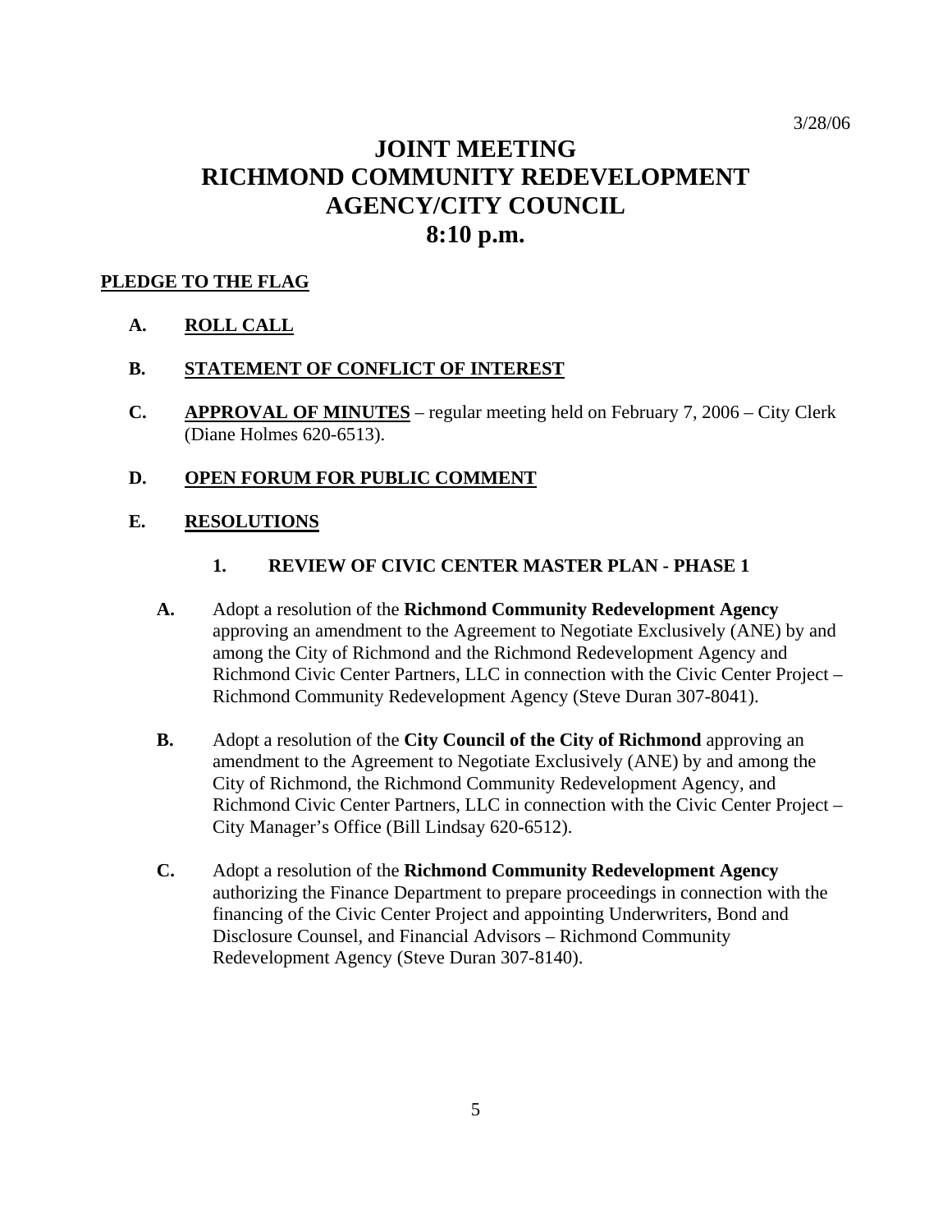3/28/06

# JOINT MEETING RICHMOND COMMUNITY REDEVELOPMENT AGENCY/CITY COUNCIL 8:10 p.m.

**PLEDGE TO THE FLAG**

**A. ROLL CALL**

**B. STATEMENT OF CONFLICT OF INTEREST**

**C. APPROVAL OF MINUTES** – regular meeting held on February 7, 2006 – City Clerk (Diane Holmes 620-6513).

**D. OPEN FORUM FOR PUBLIC COMMENT**

**E. RESOLUTIONS**

**1. REVIEW OF CIVIC CENTER MASTER PLAN - PHASE 1**

**A.** Adopt a resolution of the **Richmond Community Redevelopment Agency** approving an amendment to the Agreement to Negotiate Exclusively (ANE) by and among the City of Richmond and the Richmond Redevelopment Agency and Richmond Civic Center Partners, LLC in connection with the Civic Center Project – Richmond Community Redevelopment Agency (Steve Duran 307-8041).

**B.** Adopt a resolution of the **City Council of the City of Richmond** approving an amendment to the Agreement to Negotiate Exclusively (ANE) by and among the City of Richmond, the Richmond Community Redevelopment Agency, and Richmond Civic Center Partners, LLC in connection with the Civic Center Project – City Manager's Office (Bill Lindsay 620-6512).

**C.** Adopt a resolution of the **Richmond Community Redevelopment Agency** authorizing the Finance Department to prepare proceedings in connection with the financing of the Civic Center Project and appointing Underwriters, Bond and Disclosure Counsel, and Financial Advisors – Richmond Community Redevelopment Agency (Steve Duran 307-8140).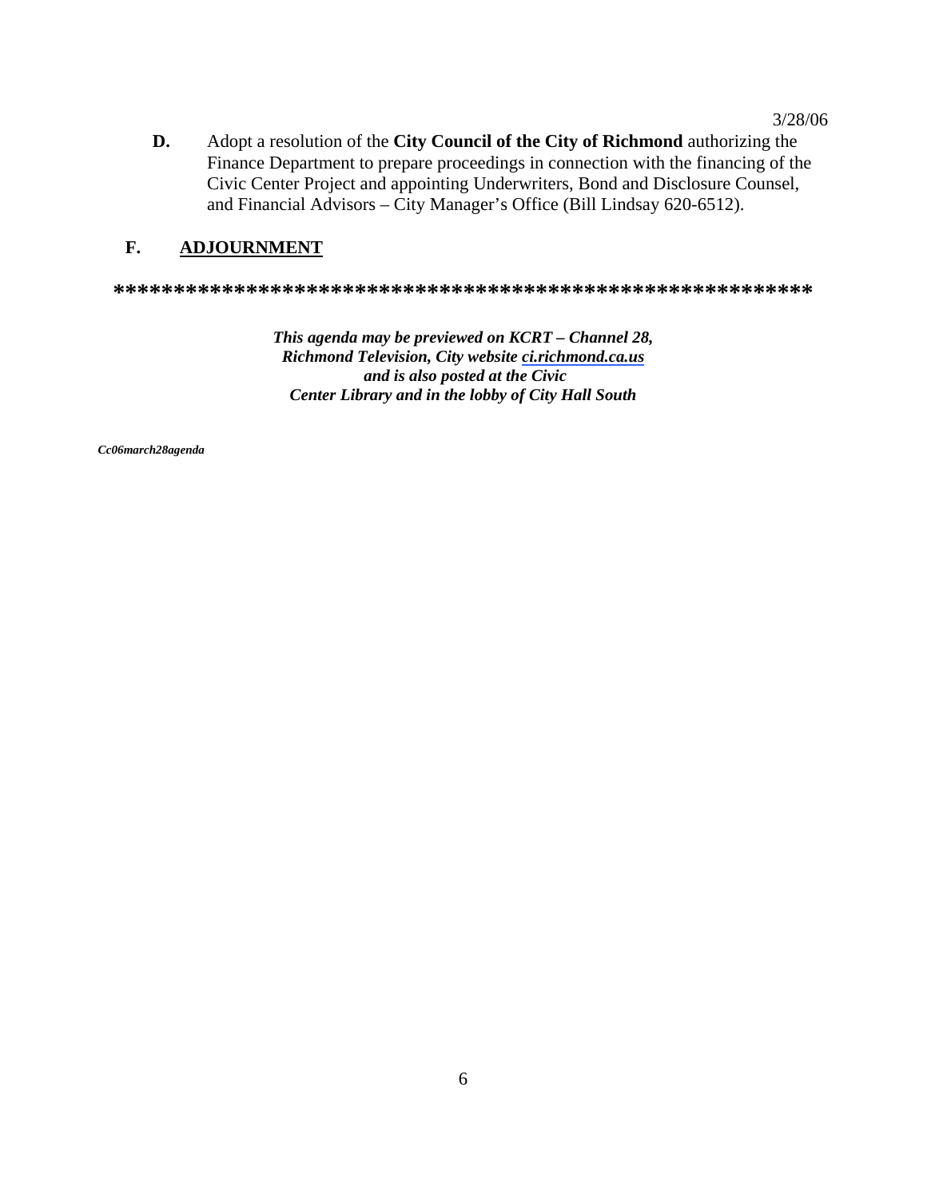**D.** Adopt a resolution of the **City Council of the City of Richmond** authorizing the Finance Department to prepare proceedings in connection with the financing of the Civic Center Project and appointing Underwriters, Bond and Disclosure Counsel, and Financial Advisors – City Manager's Office (Bill Lindsay 620-6512).

## F. ADJOURNMENT

**\*\*\*\*\*\*\*\*\*\*\*\*\*\*\*\*\*\*\*\*\*\*\*\*\*\*\*\*\*\*\*\*\*\*\*\*\*\*\*\*\*\*\*\*\*\*\*\*\*\*\*\*\*\*\*\*\*\***

***This agenda may be previewed on KCRT – Channel 28, Richmond Television, City website ci.richmond.ca.us and is also posted at the Civic Center Library and in the lobby of City Hall South***

***Cc06march28agenda***